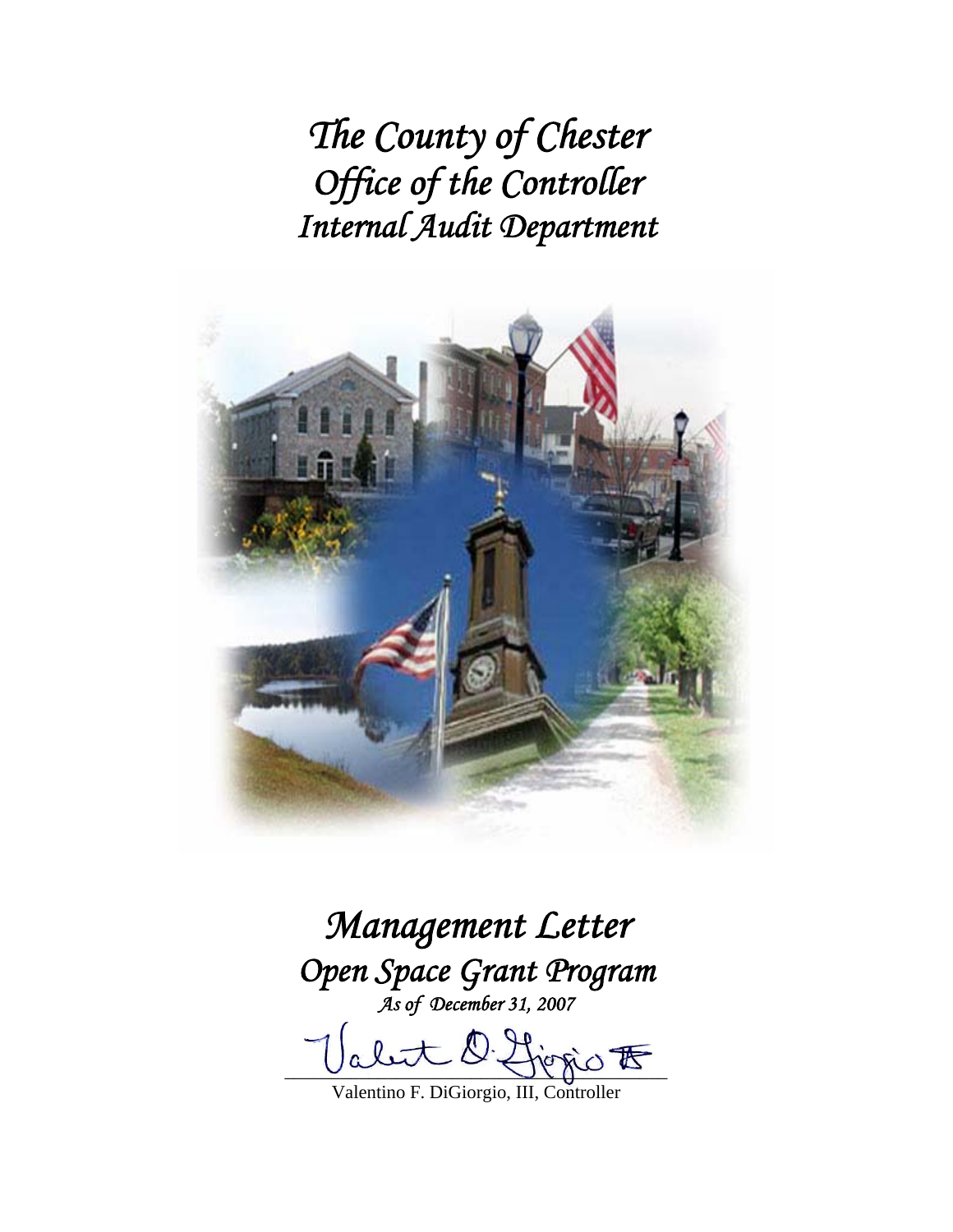# *The County of Chester*
# *Office of the Controller*
# *Internal Audit Department*

# *Management Letter*
## *Open Space Grant Program*
*As of December 31, 2007*

Valentino F. DiGiorgio, III, Controller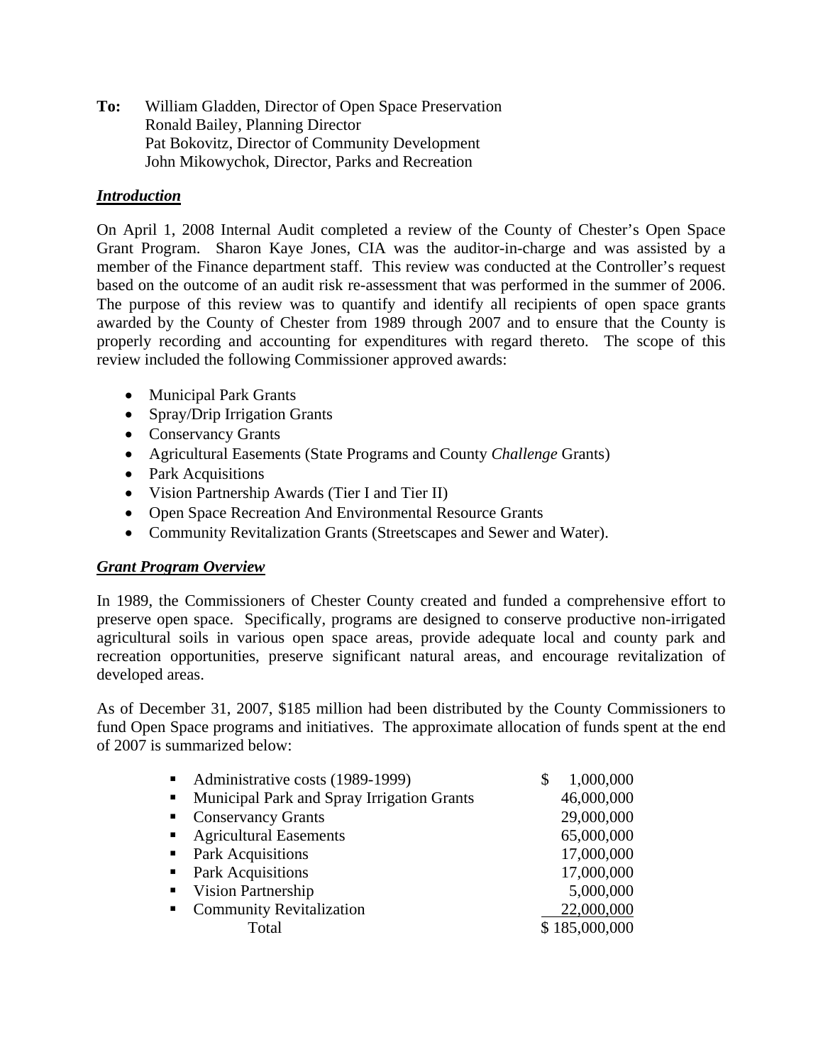**To:** William Gladden, Director of Open Space Preservation
Ronald Bailey, Planning Director
Pat Bokovitz, Director of Community Development
John Mikowychok, Director, Parks and Recreation

## ***Introduction***

On April 1, 2008 Internal Audit completed a review of the County of Chester's Open Space Grant Program. Sharon Kaye Jones, CIA was the auditor-in-charge and was assisted by a member of the Finance department staff. This review was conducted at the Controller's request based on the outcome of an audit risk re-assessment that was performed in the summer of 2006. The purpose of this review was to quantify and identify all recipients of open space grants awarded by the County of Chester from 1989 through 2007 and to ensure that the County is properly recording and accounting for expenditures with regard thereto. The scope of this review included the following Commissioner approved awards:

- Municipal Park Grants
- Spray/Drip Irrigation Grants
- Conservancy Grants
- Agricultural Easements (State Programs and County *Challenge* Grants)
- Park Acquisitions
- Vision Partnership Awards (Tier I and Tier II)
- Open Space Recreation And Environmental Resource Grants
- Community Revitalization Grants (Streetscapes and Sewer and Water).

## ***Grant Program Overview***

In 1989, the Commissioners of Chester County created and funded a comprehensive effort to preserve open space. Specifically, programs are designed to conserve productive non-irrigated agricultural soils in various open space areas, provide adequate local and county park and recreation opportunities, preserve significant natural areas, and encourage revitalization of developed areas.

As of December 31, 2007, $185 million had been distributed by the County Commissioners to fund Open Space programs and initiatives. The approximate allocation of funds spent at the end of 2007 is summarized below:

| | |
|---|---|
| ▪ Administrative costs (1989-1999) | $ 1,000,000 |
| ▪ Municipal Park and Spray Irrigation Grants | 46,000,000 |
| ▪ Conservancy Grants | 29,000,000 |
| ▪ Agricultural Easements | 65,000,000 |
| ▪ Park Acquisitions | 17,000,000 |
| ▪ Park Acquisitions | 17,000,000 |
| ▪ Vision Partnership | 5,000,000 |
| ▪ Community Revitalization | 22,000,000 |
| Total | $ 185,000,000 |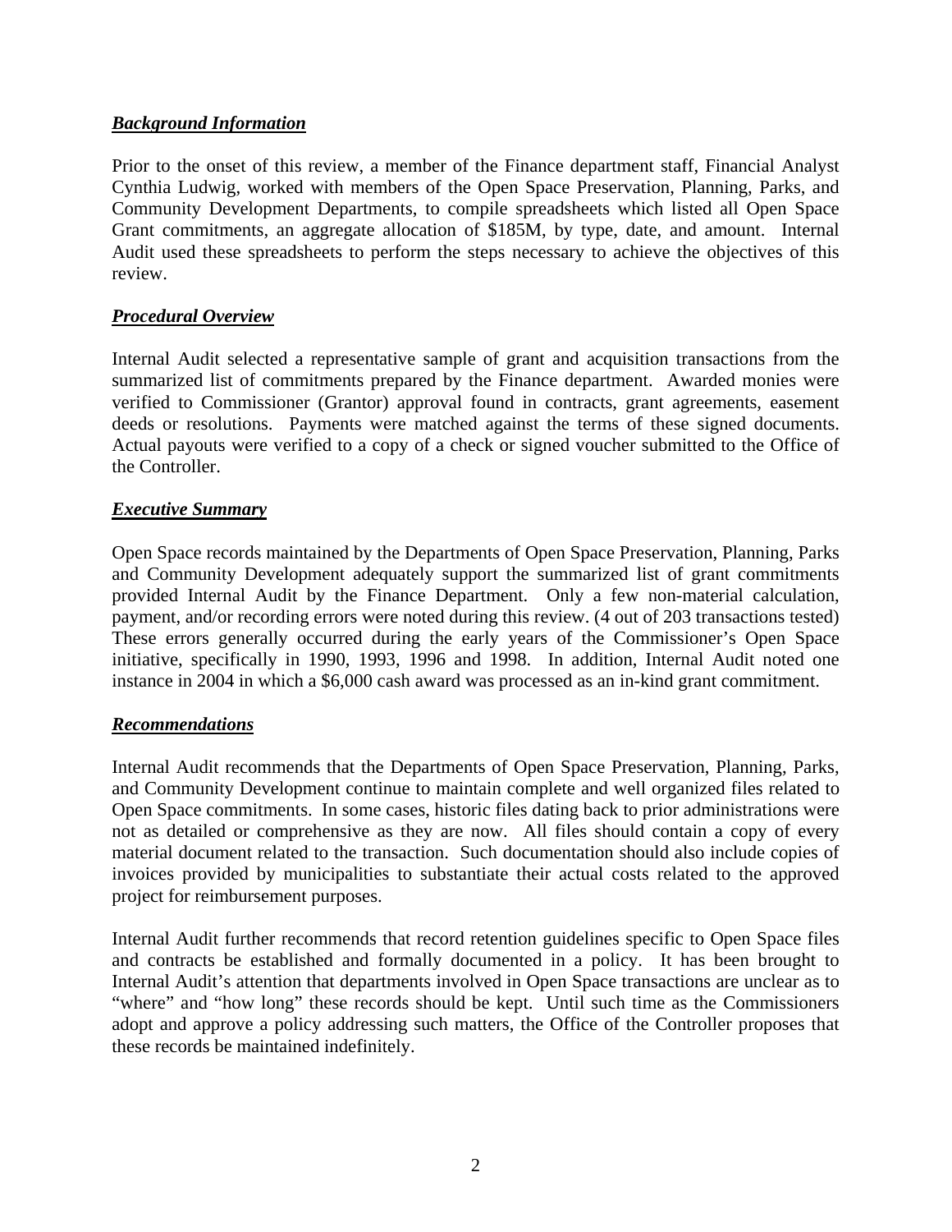## ***Background Information***

Prior to the onset of this review, a member of the Finance department staff, Financial Analyst Cynthia Ludwig, worked with members of the Open Space Preservation, Planning, Parks, and Community Development Departments, to compile spreadsheets which listed all Open Space Grant commitments, an aggregate allocation of $185M, by type, date, and amount. Internal Audit used these spreadsheets to perform the steps necessary to achieve the objectives of this review.

## ***Procedural Overview***

Internal Audit selected a representative sample of grant and acquisition transactions from the summarized list of commitments prepared by the Finance department. Awarded monies were verified to Commissioner (Grantor) approval found in contracts, grant agreements, easement deeds or resolutions. Payments were matched against the terms of these signed documents. Actual payouts were verified to a copy of a check or signed voucher submitted to the Office of the Controller.

## ***Executive Summary***

Open Space records maintained by the Departments of Open Space Preservation, Planning, Parks and Community Development adequately support the summarized list of grant commitments provided Internal Audit by the Finance Department. Only a few non-material calculation, payment, and/or recording errors were noted during this review. (4 out of 203 transactions tested) These errors generally occurred during the early years of the Commissioner's Open Space initiative, specifically in 1990, 1993, 1996 and 1998. In addition, Internal Audit noted one instance in 2004 in which a $6,000 cash award was processed as an in-kind grant commitment.

## ***Recommendations***

Internal Audit recommends that the Departments of Open Space Preservation, Planning, Parks, and Community Development continue to maintain complete and well organized files related to Open Space commitments. In some cases, historic files dating back to prior administrations were not as detailed or comprehensive as they are now. All files should contain a copy of every material document related to the transaction. Such documentation should also include copies of invoices provided by municipalities to substantiate their actual costs related to the approved project for reimbursement purposes.

Internal Audit further recommends that record retention guidelines specific to Open Space files and contracts be established and formally documented in a policy. It has been brought to Internal Audit's attention that departments involved in Open Space transactions are unclear as to "where" and "how long" these records should be kept. Until such time as the Commissioners adopt and approve a policy addressing such matters, the Office of the Controller proposes that these records be maintained indefinitely.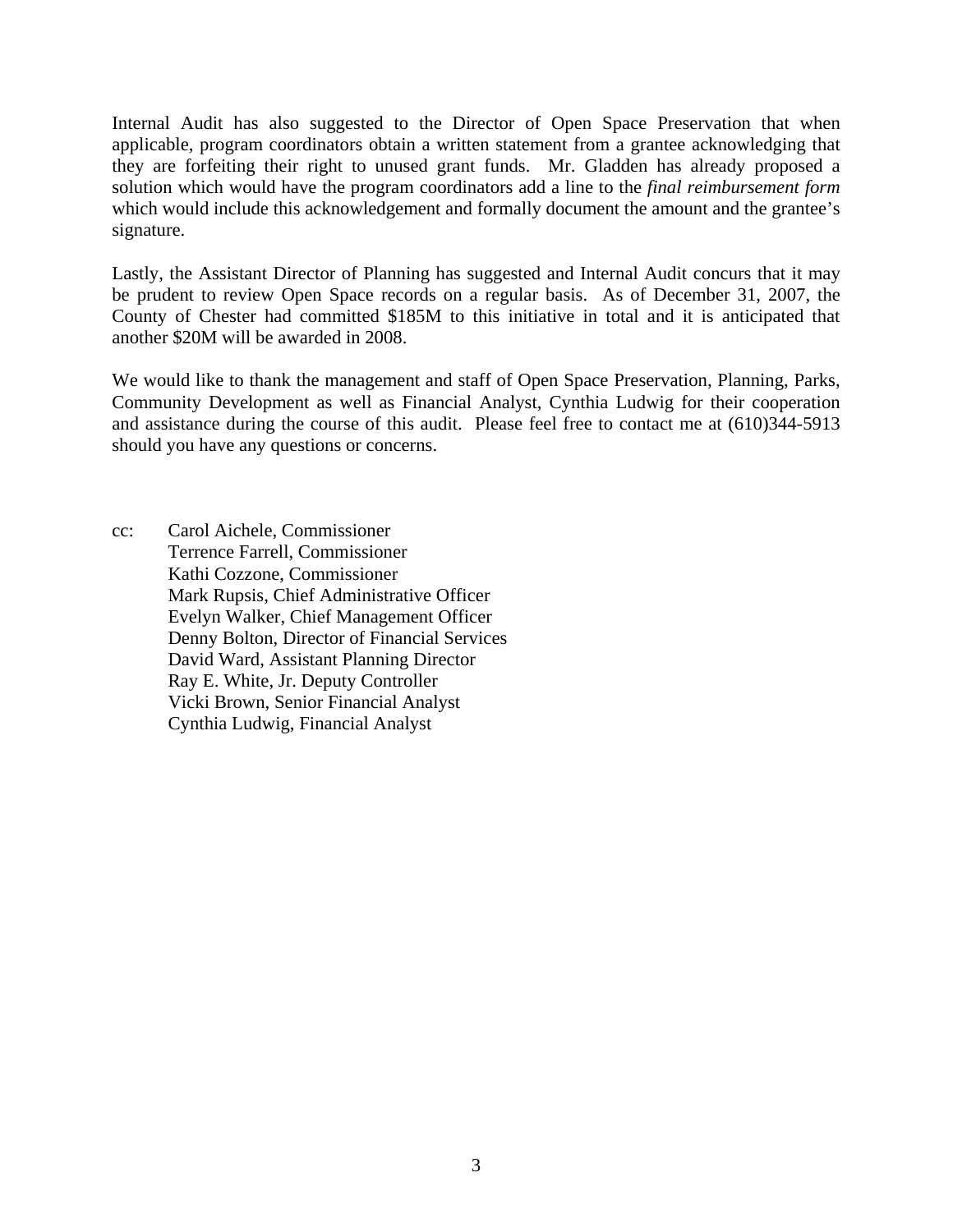Internal Audit has also suggested to the Director of Open Space Preservation that when applicable, program coordinators obtain a written statement from a grantee acknowledging that they are forfeiting their right to unused grant funds. Mr. Gladden has already proposed a solution which would have the program coordinators add a line to the *final reimbursement form* which would include this acknowledgement and formally document the amount and the grantee's signature.

Lastly, the Assistant Director of Planning has suggested and Internal Audit concurs that it may be prudent to review Open Space records on a regular basis. As of December 31, 2007, the County of Chester had committed $185M to this initiative in total and it is anticipated that another $20M will be awarded in 2008.

We would like to thank the management and staff of Open Space Preservation, Planning, Parks, Community Development as well as Financial Analyst, Cynthia Ludwig for their cooperation and assistance during the course of this audit. Please feel free to contact me at (610)344-5913 should you have any questions or concerns.

cc: Carol Aichele, Commissioner
Terrence Farrell, Commissioner
Kathi Cozzone, Commissioner
Mark Rupsis, Chief Administrative Officer
Evelyn Walker, Chief Management Officer
Denny Bolton, Director of Financial Services
David Ward, Assistant Planning Director
Ray E. White, Jr. Deputy Controller
Vicki Brown, Senior Financial Analyst
Cynthia Ludwig, Financial Analyst